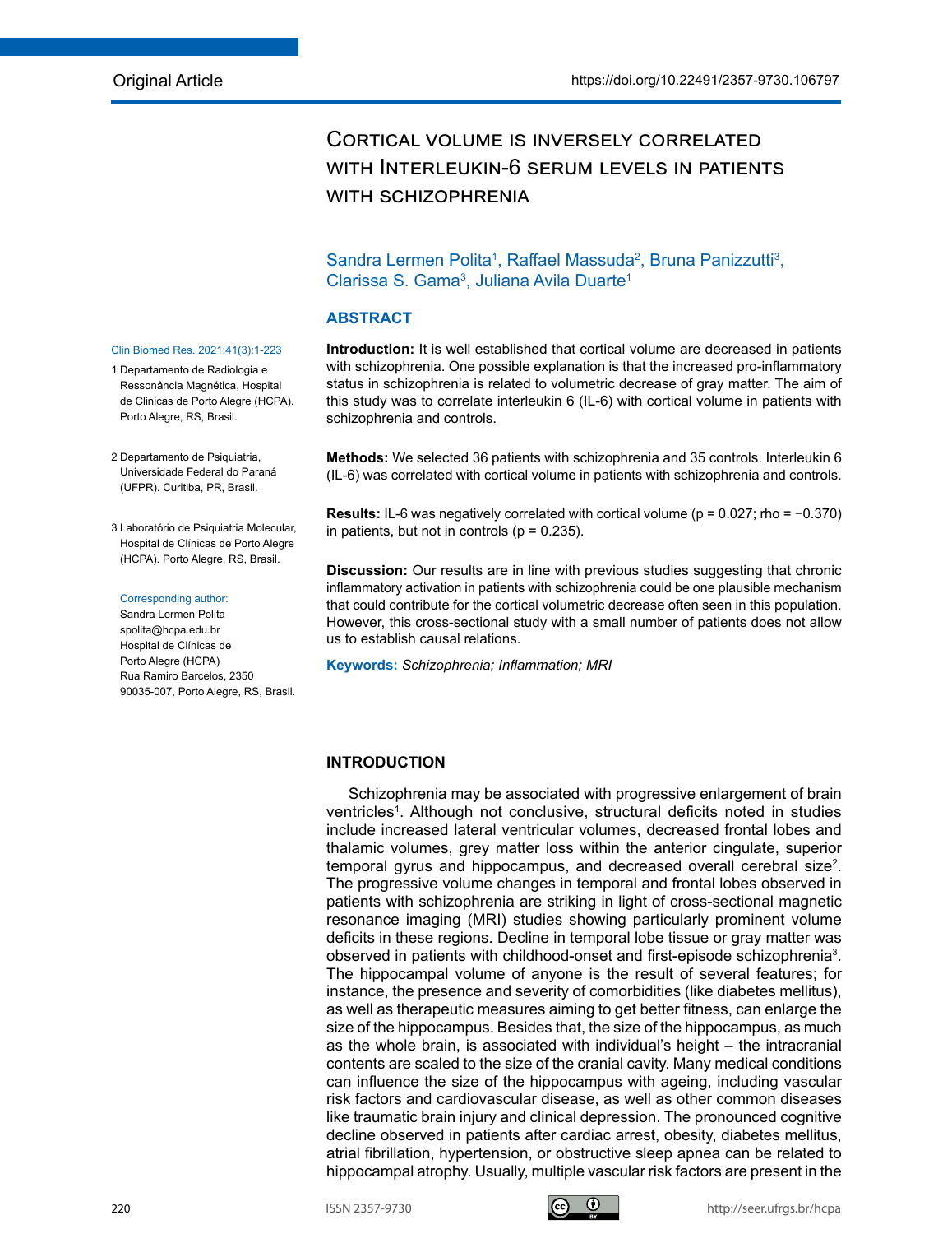Original Article

https://doi.org/10.22491/2357-9730.106797

# Cortical volume is inversely correlated with Interleukin-6 serum levels in patients with schizophrenia

Sandra Lermen Polita[1], Raffael Massuda[2], Bruna Panizzutti[3], Clarissa S. Gama[3], Juliana Avila Duarte[1]

1 Departamento de Radiologia e Ressonância Magnética, Hospital de Clinicas de Porto Alegre (HCPA). Porto Alegre, RS, Brasil.

2 Departamento de Psiquiatria, Universidade Federal do Paraná (UFPR). Curitiba, PR, Brasil.

3 Laboratório de Psiquiatria Molecular, Hospital de Clínicas de Porto Alegre (HCPA). Porto Alegre, RS, Brasil.

Corresponding author:
Sandra Lermen Polita
spolita@hcpa.edu.br
Hospital de Clínicas de Porto Alegre (HCPA)
Rua Ramiro Barcelos, 2350
90035-007, Porto Alegre, RS, Brasil.

## ABSTRACT

**Introduction:** It is well established that cortical volume are decreased in patients with schizophrenia. One possible explanation is that the increased pro-inflammatory status in schizophrenia is related to volumetric decrease of gray matter. The aim of this study was to correlate interleukin 6 (IL-6) with cortical volume in patients with schizophrenia and controls.

**Methods:** We selected 36 patients with schizophrenia and 35 controls. Interleukin 6 (IL-6) was correlated with cortical volume in patients with schizophrenia and controls.

**Results:** IL-6 was negatively correlated with cortical volume ($p = 0.027$; $rho = -0.370$) in patients, but not in controls ($p = 0.235$).

**Discussion:** Our results are in line with previous studies suggesting that chronic inflammatory activation in patients with schizophrenia could be one plausible mechanism that could contribute for the cortical volumetric decrease often seen in this population. However, this cross-sectional study with a small number of patients does not allow us to establish causal relations.

**Keywords:** *Schizophrenia; Inflammation; MRI*

## INTRODUCTION

Schizophrenia may be associated with progressive enlargement of brain ventricles[1]. Although not conclusive, structural deficits noted in studies include increased lateral ventricular volumes, decreased frontal lobes and thalamic volumes, grey matter loss within the anterior cingulate, superior temporal gyrus and hippocampus, and decreased overall cerebral size[2]. The progressive volume changes in temporal and frontal lobes observed in patients with schizophrenia are striking in light of cross-sectional magnetic resonance imaging (MRI) studies showing particularly prominent volume deficits in these regions. Decline in temporal lobe tissue or gray matter was observed in patients with childhood-onset and first-episode schizophrenia[3]. The hippocampal volume of anyone is the result of several features; for instance, the presence and severity of comorbidities (like diabetes mellitus), as well as therapeutic measures aiming to get better fitness, can enlarge the size of the hippocampus. Besides that, the size of the hippocampus, as much as the whole brain, is associated with individual's height – the intracranial contents are scaled to the size of the cranial cavity. Many medical conditions can influence the size of the hippocampus with ageing, including vascular risk factors and cardiovascular disease, as well as other common diseases like traumatic brain injury and clinical depression. The pronounced cognitive decline observed in patients after cardiac arrest, obesity, diabetes mellitus, atrial fibrillation, hypertension, or obstructive sleep apnea can be related to hippocampal atrophy. Usually, multiple vascular risk factors are present in the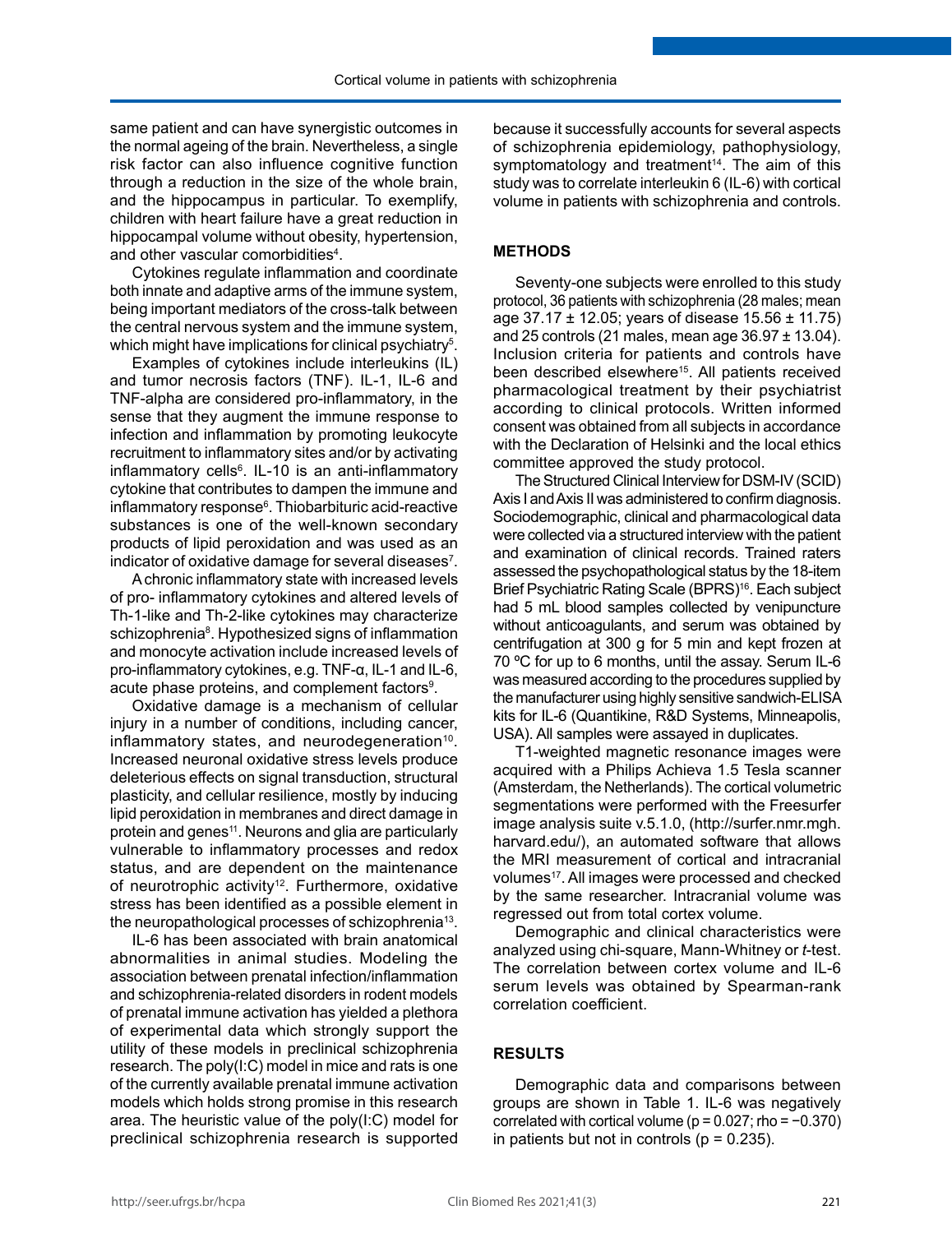same patient and can have synergistic outcomes in the normal ageing of the brain. Nevertheless, a single risk factor can also influence cognitive function through a reduction in the size of the whole brain, and the hippocampus in particular. To exemplify, children with heart failure have a great reduction in hippocampal volume without obesity, hypertension, and other vascular comorbidities[4].

Cytokines regulate inflammation and coordinate both innate and adaptive arms of the immune system, being important mediators of the cross-talk between the central nervous system and the immune system, which might have implications for clinical psychiatry[5].

Examples of cytokines include interleukins (IL) and tumor necrosis factors (TNF). IL-1, IL-6 and TNF-alpha are considered pro-inflammatory, in the sense that they augment the immune response to infection and inflammation by promoting leukocyte recruitment to inflammatory sites and/or by activating inflammatory cells[6]. IL-10 is an anti-inflammatory cytokine that contributes to dampen the immune and inflammatory response[6]. Thiobarbituric acid-reactive substances is one of the well-known secondary products of lipid peroxidation and was used as an indicator of oxidative damage for several diseases[7].

A chronic inflammatory state with increased levels of pro- inflammatory cytokines and altered levels of Th-1-like and Th-2-like cytokines may characterize schizophrenia[8]. Hypothesized signs of inflammation and monocyte activation include increased levels of pro-inflammatory cytokines, e.g. TNF-α, IL-1 and IL-6, acute phase proteins, and complement factors[9].

Oxidative damage is a mechanism of cellular injury in a number of conditions, including cancer, inflammatory states, and neurodegeneration[10]. Increased neuronal oxidative stress levels produce deleterious effects on signal transduction, structural plasticity, and cellular resilience, mostly by inducing lipid peroxidation in membranes and direct damage in protein and genes[11]. Neurons and glia are particularly vulnerable to inflammatory processes and redox status, and are dependent on the maintenance of neurotrophic activity[12]. Furthermore, oxidative stress has been identified as a possible element in the neuropathological processes of schizophrenia[13].

IL-6 has been associated with brain anatomical abnormalities in animal studies. Modeling the association between prenatal infection/inflammation and schizophrenia-related disorders in rodent models of prenatal immune activation has yielded a plethora of experimental data which strongly support the utility of these models in preclinical schizophrenia research. The poly(I:C) model in mice and rats is one of the currently available prenatal immune activation models which holds strong promise in this research area. The heuristic value of the poly(I:C) model for preclinical schizophrenia research is supported because it successfully accounts for several aspects of schizophrenia epidemiology, pathophysiology, symptomatology and treatment[14]. The aim of this study was to correlate interleukin 6 (IL-6) with cortical volume in patients with schizophrenia and controls.

## METHODS

Seventy-one subjects were enrolled to this study protocol, 36 patients with schizophrenia (28 males; mean age 37.17 ± 12.05; years of disease 15.56 ± 11.75) and 25 controls (21 males, mean age 36.97 ± 13.04). Inclusion criteria for patients and controls have been described elsewhere[15]. All patients received pharmacological treatment by their psychiatrist according to clinical protocols. Written informed consent was obtained from all subjects in accordance with the Declaration of Helsinki and the local ethics committee approved the study protocol.

The Structured Clinical Interview for DSM-IV (SCID) Axis I and Axis II was administered to confirm diagnosis. Sociodemographic, clinical and pharmacological data were collected via a structured interview with the patient and examination of clinical records. Trained raters assessed the psychopathological status by the 18-item Brief Psychiatric Rating Scale (BPRS)[16]. Each subject had 5 mL blood samples collected by venipuncture without anticoagulants, and serum was obtained by centrifugation at 300 g for 5 min and kept frozen at 70 ºC for up to 6 months, until the assay. Serum IL-6 was measured according to the procedures supplied by the manufacturer using highly sensitive sandwich-ELISA kits for IL-6 (Quantikine, R&D Systems, Minneapolis, USA). All samples were assayed in duplicates.

T1-weighted magnetic resonance images were acquired with a Philips Achieva 1.5 Tesla scanner (Amsterdam, the Netherlands). The cortical volumetric segmentations were performed with the Freesurfer image analysis suite v.5.1.0, (http://surfer.nmr.mgh.harvard.edu/), an automated software that allows the MRI measurement of cortical and intracranial volumes[17]. All images were processed and checked by the same researcher. Intracranial volume was regressed out from total cortex volume.

Demographic and clinical characteristics were analyzed using chi-square, Mann-Whitney or *t*-test. The correlation between cortex volume and IL-6 serum levels was obtained by Spearman-rank correlation coefficient.

## RESULTS

Demographic data and comparisons between groups are shown in Table 1. IL-6 was negatively correlated with cortical volume ($p = 0.027$; rho = −0.370) in patients but not in controls ($p = 0.235$).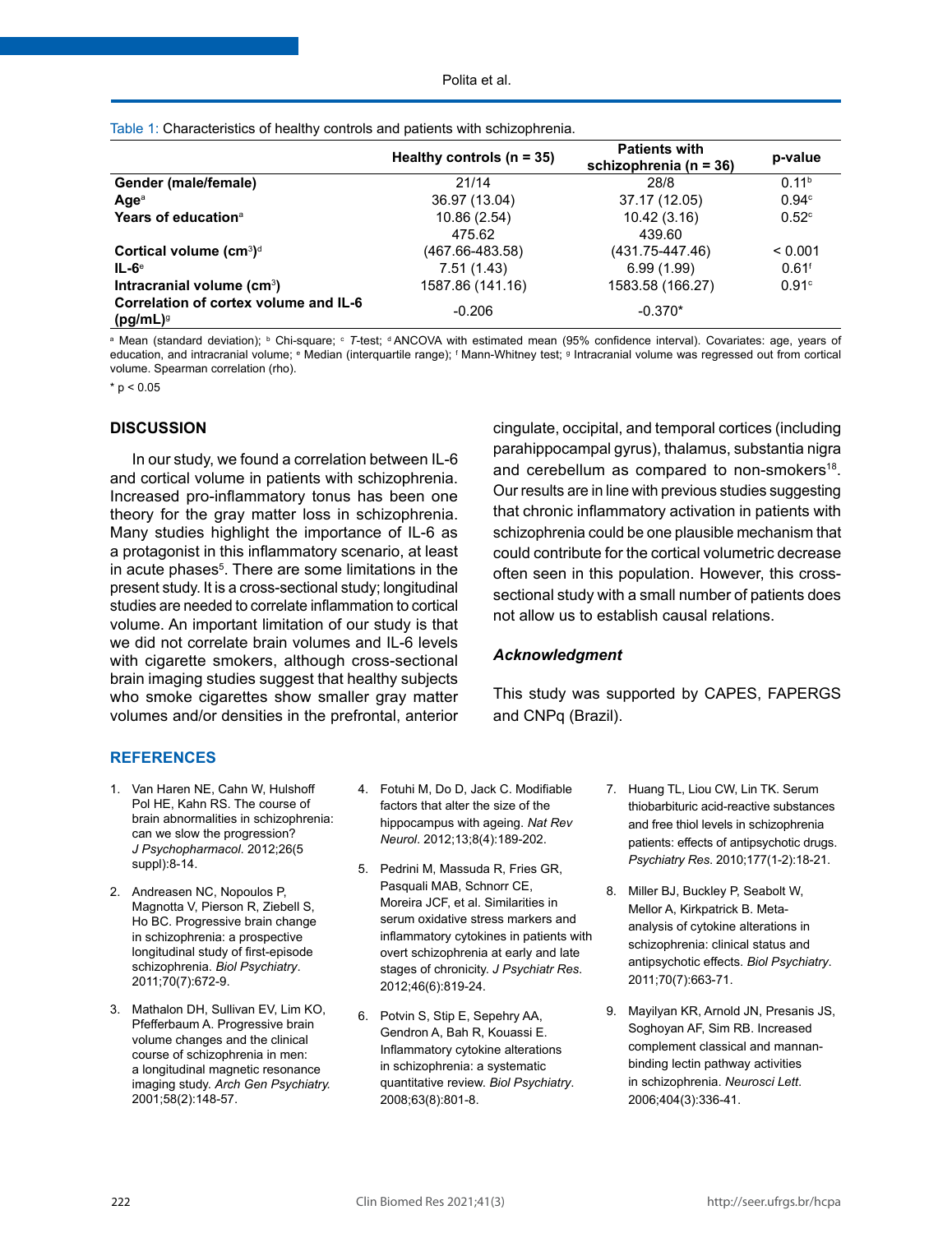Table 1: Characteristics of healthy controls and patients with schizophrenia.

| | Healthy controls (n = 35) | Patients with schizophrenia (n = 36) | p-value |
|---|---|---|---|
| **Gender (male/female)** | 21/14 | 28/8 | 0.11[b] |
| **Age**[a] | 36.97 (13.04) | 37.17 (12.05) | 0.94[c] |
| **Years of education**[a] | 10.86 (2.54) | 10.42 (3.16) | 0.52[c] |
| **Cortical volume (cm$^3$)**[d] | 475.62 (467.66-483.58) | 439.60 (431.75-447.46) | < 0.001 |
| **IL-6**[e] | 7.51 (1.43) | 6.99 (1.99) | 0.61[f] |
| **Intracranial volume (cm$^3$)** | 1587.86 (141.16) | 1583.58 (166.27) | 0.91[c] |
| **Correlation of cortex volume and IL-6 (pg/mL)**[g] | -0.206 | -0.370* | |

[a] Mean (standard deviation); [b] Chi-square; [c] *T*-test; [d] ANCOVA with estimated mean (95% confidence interval). Covariates: age, years of education, and intracranial volume; [e] Median (interquartile range); [f] Mann-Whitney test; [g] Intracranial volume was regressed out from cortical volume. Spearman correlation (rho).

* $p < 0.05$

## DISCUSSION

In our study, we found a correlation between IL-6 and cortical volume in patients with schizophrenia. Increased pro-inflammatory tonus has been one theory for the gray matter loss in schizophrenia. Many studies highlight the importance of IL-6 as a protagonist in this inflammatory scenario, at least in acute phases[5]. There are some limitations in the present study. It is a cross-sectional study; longitudinal studies are needed to correlate inflammation to cortical volume. An important limitation of our study is that we did not correlate brain volumes and IL-6 levels with cigarette smokers, although cross-sectional brain imaging studies suggest that healthy subjects who smoke cigarettes show smaller gray matter volumes and/or densities in the prefrontal, anterior cingulate, occipital, and temporal cortices (including parahippocampal gyrus), thalamus, substantia nigra and cerebellum as compared to non-smokers[18]. Our results are in line with previous studies suggesting that chronic inflammatory activation in patients with schizophrenia could be one plausible mechanism that could contribute for the cortical volumetric decrease often seen in this population. However, this cross-sectional study with a small number of patients does not allow us to establish causal relations.

### *Acknowledgment*

This study was supported by CAPES, FAPERGS and CNPq (Brazil).

## REFERENCES

1. Van Haren NE, Cahn W, Hulshoff Pol HE, Kahn RS. The course of brain abnormalities in schizophrenia: can we slow the progression? *J Psychopharmacol*. 2012;26(5 suppl):8-14.
2. Andreasen NC, Nopoulos P, Magnotta V, Pierson R, Ziebell S, Ho BC. Progressive brain change in schizophrenia: a prospective longitudinal study of first-episode schizophrenia. *Biol Psychiatry*. 2011;70(7):672-9.
3. Mathalon DH, Sullivan EV, Lim KO, Pfefferbaum A. Progressive brain volume changes and the clinical course of schizophrenia in men: a longitudinal magnetic resonance imaging study. *Arch Gen Psychiatry.* 2001;58(2):148-57.
4. Fotuhi M, Do D, Jack C. Modifiable factors that alter the size of the hippocampus with ageing. *Nat Rev Neurol*. 2012;13;8(4):189-202.
5. Pedrini M, Massuda R, Fries GR, Pasquali MAB, Schnorr CE, Moreira JCF, et al. Similarities in serum oxidative stress markers and inflammatory cytokines in patients with overt schizophrenia at early and late stages of chronicity. *J Psychiatr Res*. 2012;46(6):819-24.
6. Potvin S, Stip E, Sepehry AA, Gendron A, Bah R, Kouassi E. Inflammatory cytokine alterations in schizophrenia: a systematic quantitative review. *Biol Psychiatry*. 2008;63(8):801-8.
7. Huang TL, Liou CW, Lin TK. Serum thiobarbituric acid-reactive substances and free thiol levels in schizophrenia patients: effects of antipsychotic drugs. *Psychiatry Res*. 2010;177(1-2):18-21.
8. Miller BJ, Buckley P, Seabolt W, Mellor A, Kirkpatrick B. Meta-analysis of cytokine alterations in schizophrenia: clinical status and antipsychotic effects. *Biol Psychiatry*. 2011;70(7):663-71.
9. Mayilyan KR, Arnold JN, Presanis JS, Soghoyan AF, Sim RB. Increased complement classical and mannan-binding lectin pathway activities in schizophrenia. *Neurosci Lett*. 2006;404(3):336-41.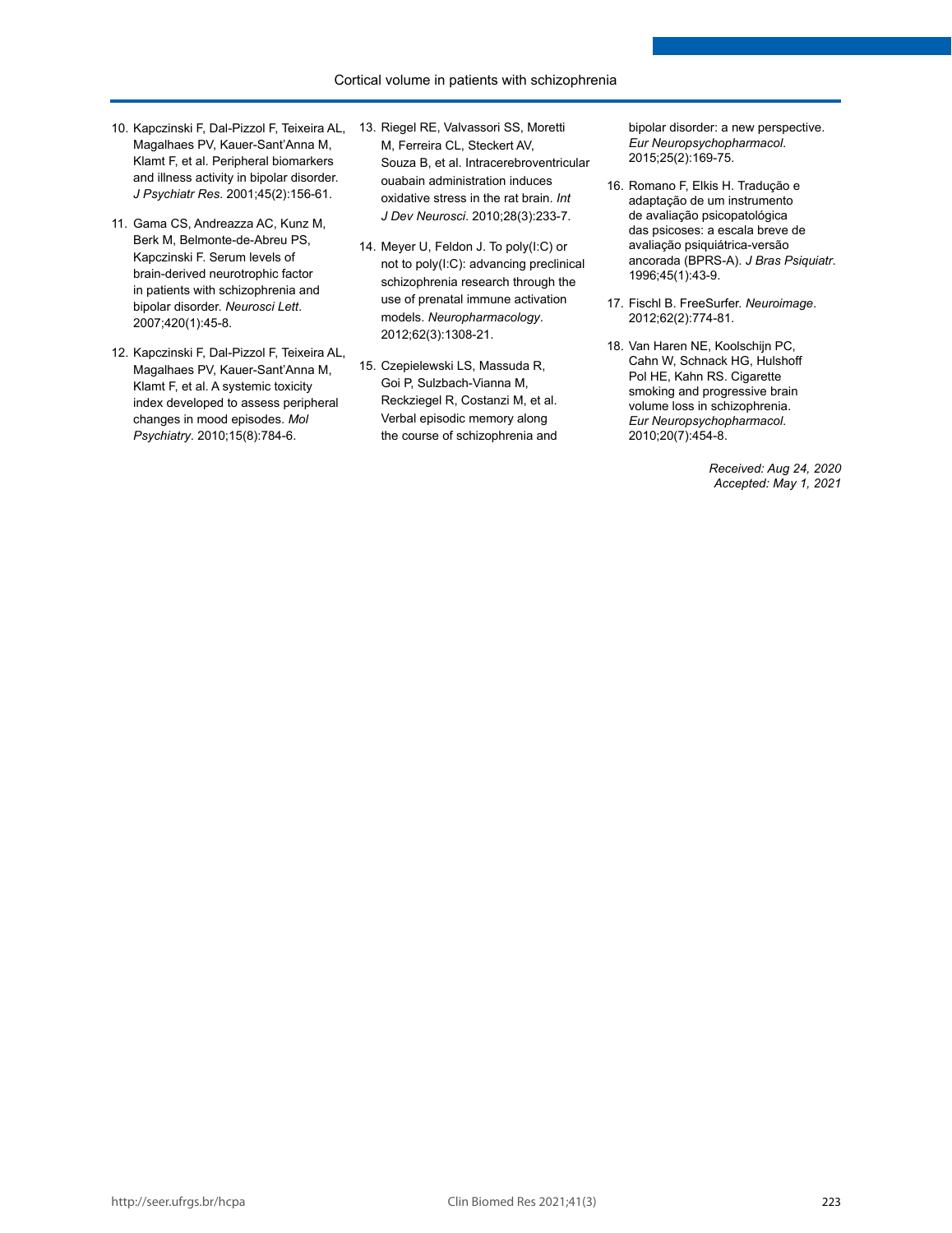10. Kapczinski F, Dal-Pizzol F, Teixeira AL, Magalhaes PV, Kauer-Sant'Anna M, Klamt F, et al. Peripheral biomarkers and illness activity in bipolar disorder. *J Psychiatr Res*. 2001;45(2):156-61.

11. Gama CS, Andreazza AC, Kunz M, Berk M, Belmonte-de-Abreu PS, Kapczinski F. Serum levels of brain-derived neurotrophic factor in patients with schizophrenia and bipolar disorder. *Neurosci Lett*. 2007;420(1):45-8.

12. Kapczinski F, Dal-Pizzol F, Teixeira AL, Magalhaes PV, Kauer-Sant'Anna M, Klamt F, et al. A systemic toxicity index developed to assess peripheral changes in mood episodes. *Mol Psychiatry*. 2010;15(8):784-6.

13. Riegel RE, Valvassori SS, Moretti M, Ferreira CL, Steckert AV, Souza B, et al. Intracerebroventricular ouabain administration induces oxidative stress in the rat brain. *Int J Dev Neurosci*. 2010;28(3):233-7.

14. Meyer U, Feldon J. To poly(I:C) or not to poly(I:C): advancing preclinical schizophrenia research through the use of prenatal immune activation models. *Neuropharmacology*. 2012;62(3):1308-21.

15. Czepielewski LS, Massuda R, Goi P, Sulzbach-Vianna M, Reckziegel R, Costanzi M, et al. Verbal episodic memory along the course of schizophrenia and bipolar disorder: a new perspective. *Eur Neuropsychopharmacol*. 2015;25(2):169-75.

16. Romano F, Elkis H. Tradução e adaptação de um instrumento de avaliação psicopatológica das psicoses: a escala breve de avaliação psiquiátrica-versão ancorada (BPRS-A). *J Bras Psiquiatr*. 1996;45(1):43-9.

17. Fischl B. FreeSurfer. *Neuroimage*. 2012;62(2):774-81.

18. Van Haren NE, Koolschijn PC, Cahn W, Schnack HG, Hulshoff Pol HE, Kahn RS. Cigarette smoking and progressive brain volume loss in schizophrenia. *Eur Neuropsychopharmacol*. 2010;20(7):454-8.

*Received: Aug 24, 2020*
*Accepted: May 1, 2021*